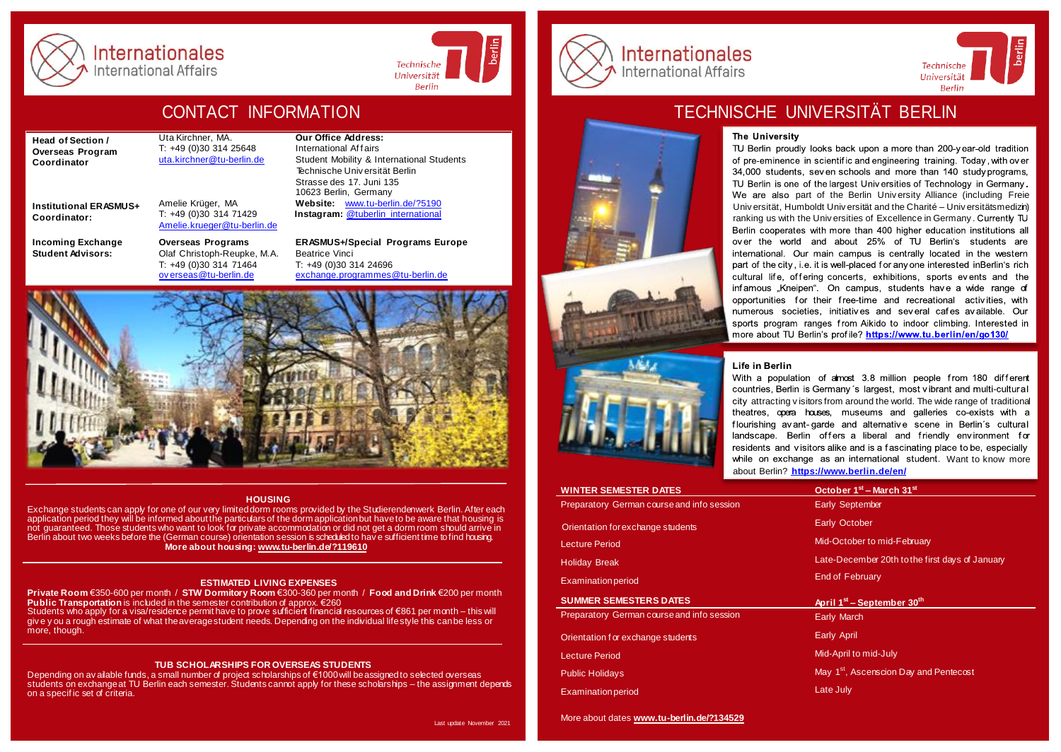Internationales
International Affairs

Technische Universität Berlin

# CONTACT INFORMATION

| | | |
|---|---|---|
| **Head of Section / Overseas Program Coordinator** | Uta Kirchner, MA.<br>T: +49 (0)30 314 25648<br>uta.kirchner@tu-berlin.de | **Our Office Address:**<br>International Affairs<br>Student Mobility & International Students<br>Technische Universität Berlin<br>Strasse des 17. Juni 135<br>10623 Berlin, Germany |
| **Institutional ERASMUS+ Coordinator:** | Amelie Krüger, MA<br>T: +49 (0)30 314 71429<br>Amelie.krueger@tu-berlin.de | **Website:** www.tu-berlin.de/?5190<br>**Instagram:** @tuberlin_international |
| **Incoming Exchange Student Advisors:** | **Overseas Programs**<br>Olaf Christoph-Reupke, M.A.<br>T: +49 (0)30 314 71464<br>overseas@tu-berlin.de | **ERASMUS+/Special Programs Europe**<br>Beatrice Vinci<br>T: +49 (0)30 314 24696<br>exchange.programmes@tu-berlin.de |

## HOUSING

Exchange students can apply for one of our very limited dorm rooms provided by the Studierendenwerk Berlin. After each application period they will be informed about the particulars of the dorm application but have to be aware that housing is not guaranteed. Those students who want to look for private accommodation or did not get a dorm room should arrive in Berlin about two weeks before the (German course) orientation session is scheduled to have sufficient time to find housing.

**More about housing: www.tu-berlin.de/?119610**

## ESTIMATED LIVING EXPENSES

**Private Room** €350-600 per month / **STW Dormitory Room** €300-360 per month / **Food and Drink** €200 per month
**Public Transportation** is included in the semester contribution of approx. €260
Students who apply for a visa/residence permit have to prove sufficient financial resources of €861 per month – this will give you a rough estimate of what the average student needs. Depending on the individual lifestyle this can be less or more, though.

## TUB SCHOLARSHIPS FOR OVERSEAS STUDENTS

Depending on available funds, a small number of project scholarships of €1000 will be assigned to selected overseas students on exchange at TU Berlin each semester. Students cannot apply for these scholarships – the assignment depends on a specific set of criteria.

Last update November 2021

# TECHNISCHE UNIVERSITÄT BERLIN

### The University

TU Berlin proudly looks back upon a more than 200-year-old tradition of pre-eminence in scientific and engineering training. Today, with over 34,000 students, seven schools and more than 140 study programs, TU Berlin is one of the largest Universities of Technology in Germany. We are also part of the Berlin University Alliance (including Freie Universität, Humboldt Universität and the Charité – Universitätsmedizin) ranking us with the Universities of Excellence in Germany. Currently TU Berlin cooperates with more than 400 higher education institutions all over the world and about 25% of TU Berlin's students are international. Our main campus is centrally located in the western part of the city, i.e. it is well-placed for anyone interested in Berlin's rich cultural life, offering concerts, exhibitions, sports events and the infamous „Kneipen". On campus, students have a wide range of opportunities for their free-time and recreational activities, with numerous societies, initiatives and several cafes available. Our sports program ranges from Aikido to indoor climbing. Interested in more about TU Berlin's profile? **https://www.tu.berlin/en/go130/**

### Life in Berlin

With a population of almost 3.8 million people from 180 different countries, Berlin is Germany´s largest, most vibrant and multi-cultural city attracting visitors from around the world. The wide range of traditional theatres, opera houses, museums and galleries co-exists with a flourishing avant-garde and alternative scene in Berlin´s cultural landscape. Berlin offers a liberal and friendly environment for residents and visitors alike and is a fascinating place to be, especially while on exchange as an international student. Want to know more about Berlin? **https://www.berlin.de/en/**

| **WINTER SEMESTER DATES** | **October 1st – March 31st** |
|---|---|
| Preparatory German course and info session | Early September |
| Orientation for exchange students | Early October |
| Lecture Period | Mid-October to mid-February |
| Holiday Break | Late-December 20th to the first days of January |
| Examination period | End of February |
| **SUMMER SEMESTERS DATES** | **April 1st – September 30th** |
| Preparatory German course and info session | Early March |
| Orientation for exchange students | Early April |
| Lecture Period | Mid-April to mid-July |
| Public Holidays | May 1st, Ascenscion Day and Pentecost |
| Examination period | Late July |

More about dates **www.tu-berlin.de/?134529**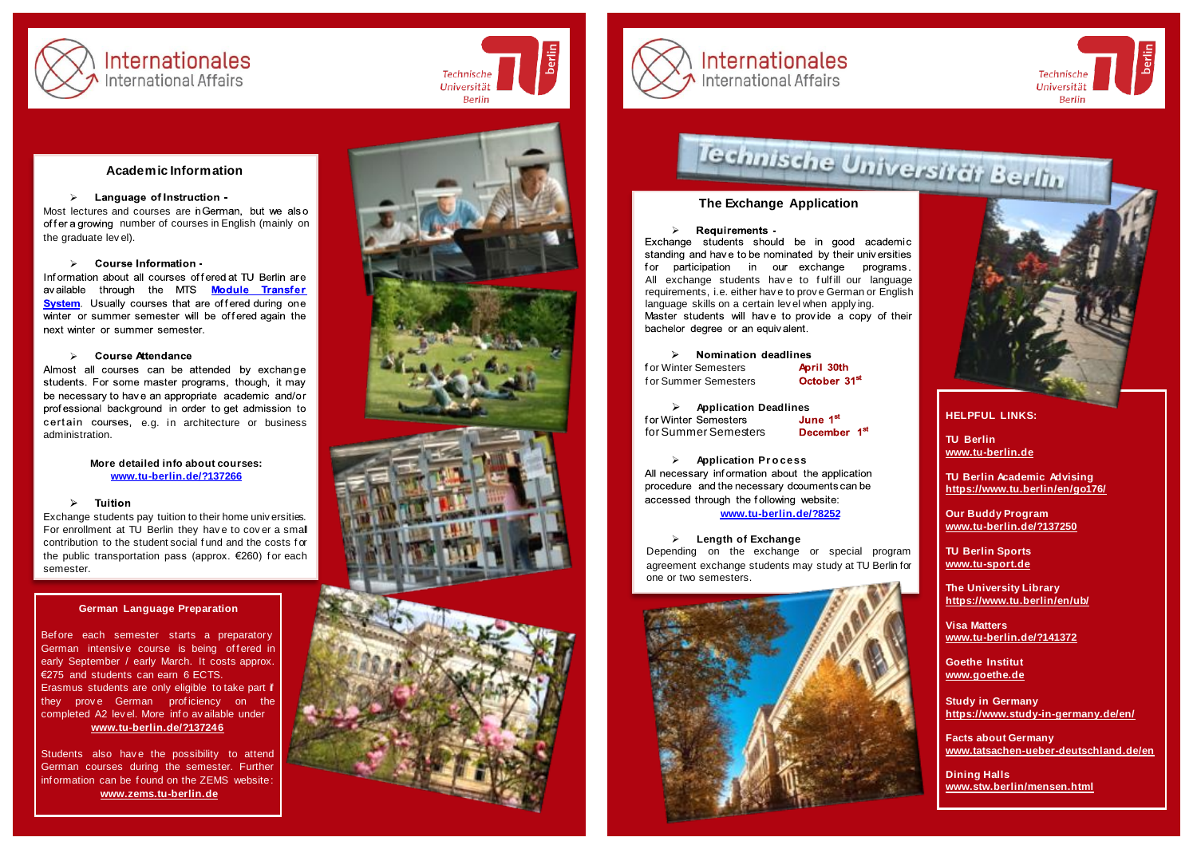# Internationales
International Affairs

Technische Universität Berlin

## Academic Information

- **Language of Instruction -**

Most lectures and courses are in German, but we also offer a growing number of courses in English (mainly on the graduate level).

- **Course Information -**

Information about all courses offered at TU Berlin are available through the MTS **Module Transfer System**. Usually courses that are offered during one winter or summer semester will be offered again the next winter or summer semester.

- **Course Attendance**

Almost all courses can be attended by exchange students. For some master programs, though, it may be necessary to have an appropriate academic and/or professional background in order to get admission to certain courses, e.g. in architecture or business administration.

**More detailed info about courses:**
**www.tu-berlin.de/?137266**

- **Tuition**

Exchange students pay tuition to their home universities. For enrollment at TU Berlin they have to cover a small contribution to the student social fund and the costs for the public transportation pass (approx. €260) for each semester.

## German Language Preparation

Before each semester starts a preparatory German intensive course is being offered in early September / early March. It costs approx. €275 and students can earn 6 ECTS. Erasmus students are only eligible to take part if they prove German proficiency on the completed A2 level. More info available under
**www.tu-berlin.de/?137246**

Students also have the possibility to attend German courses during the semester. Further information can be found on the ZEMS website:
**www.zems.tu-berlin.de**

# Technische Universität Berlin

## The Exchange Application

- **Requirements -**

Exchange students should be in good academic standing and have to be nominated by their universities for participation in our exchange programs. All exchange students have to fulfill our language requirements, i.e. either have to prove German or English language skills on a certain level when applying.
Master students will have to provide a copy of their bachelor degree or an equivalent.

- **Nomination deadlines**

| | |
|---|---|
| for Winter Semesters | **April 30th** |
| for Summer Semesters | **October 31st** |

- **Application Deadlines**

| | |
|---|---|
| for Winter Semesters | **June 1st** |
| for Summer Semesters | **December 1st** |

- **Application Process**

All necessary information about the application procedure and the necessary documents can be accessed through the following website:
**www.tu-berlin.de/?8252**

- **Length of Exchange**

Depending on the exchange or special program agreement exchange students may study at TU Berlin for one or two semesters.

## HELPFUL LINKS:

**TU Berlin**
**www.tu-berlin.de**

**TU Berlin Academic Advising**
**https://www.tu.berlin/en/go176/**

**Our Buddy Program**
**www.tu-berlin.de/?137250**

**TU Berlin Sports**
**www.tu-sport.de**

**The University Library**
**https://www.tu.berlin/en/ub/**

**Visa Matters**
**www.tu-berlin.de/?141372**

**Goethe Institut**
**www.goethe.de**

**Study in Germany**
**https://www.study-in-germany.de/en/**

**Facts about Germany**
**www.tatsachen-ueber-deutschland.de/en**

**Dining Halls**
**www.stw.berlin/mensen.html**